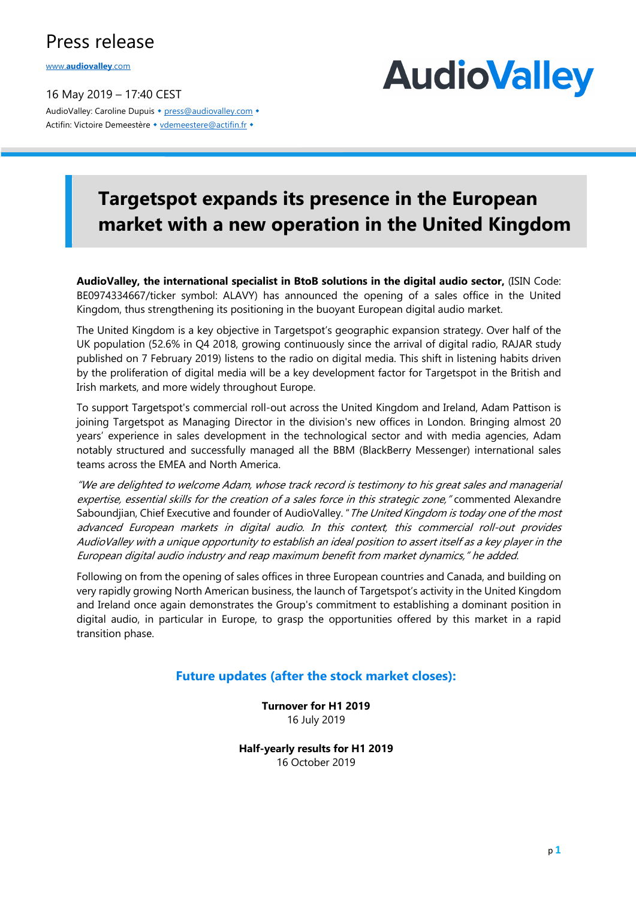# Press release

www.audiovalley.com

16 May 2019 – 17:40 CEST

AudioValley: Caroline Dupuis • press@audiovalley.com •
Actifin: Victoire Demeestère • vdemeestere@actifin.fr •

AudioValley

## Targetspot expands its presence in the European market with a new operation in the United Kingdom

**AudioValley, the international specialist in BtoB solutions in the digital audio sector,** (ISIN Code: BE0974334667/ticker symbol: ALAVY) has announced the opening of a sales office in the United Kingdom, thus strengthening its positioning in the buoyant European digital audio market.

The United Kingdom is a key objective in Targetspot's geographic expansion strategy. Over half of the UK population (52.6% in Q4 2018, growing continuously since the arrival of digital radio, RAJAR study published on 7 February 2019) listens to the radio on digital media. This shift in listening habits driven by the proliferation of digital media will be a key development factor for Targetspot in the British and Irish markets, and more widely throughout Europe.

To support Targetspot's commercial roll-out across the United Kingdom and Ireland, Adam Pattison is joining Targetspot as Managing Director in the division's new offices in London. Bringing almost 20 years' experience in sales development in the technological sector and with media agencies, Adam notably structured and successfully managed all the BBM (BlackBerry Messenger) international sales teams across the EMEA and North America.

*"We are delighted to welcome Adam, whose track record is testimony to his great sales and managerial expertise, essential skills for the creation of a sales force in this strategic zone,"* commented Alexandre Saboundjian, Chief Executive and founder of AudioValley. *"The United Kingdom is today one of the most advanced European markets in digital audio. In this context, this commercial roll-out provides AudioValley with a unique opportunity to establish an ideal position to assert itself as a key player in the European digital audio industry and reap maximum benefit from market dynamics," he added.*

Following on from the opening of sales offices in three European countries and Canada, and building on very rapidly growing North American business, the launch of Targetspot's activity in the United Kingdom and Ireland once again demonstrates the Group's commitment to establishing a dominant position in digital audio, in particular in Europe, to grasp the opportunities offered by this market in a rapid transition phase.

### Future updates (after the stock market closes):

**Turnover for H1 2019**
16 July 2019

**Half-yearly results for H1 2019**
16 October 2019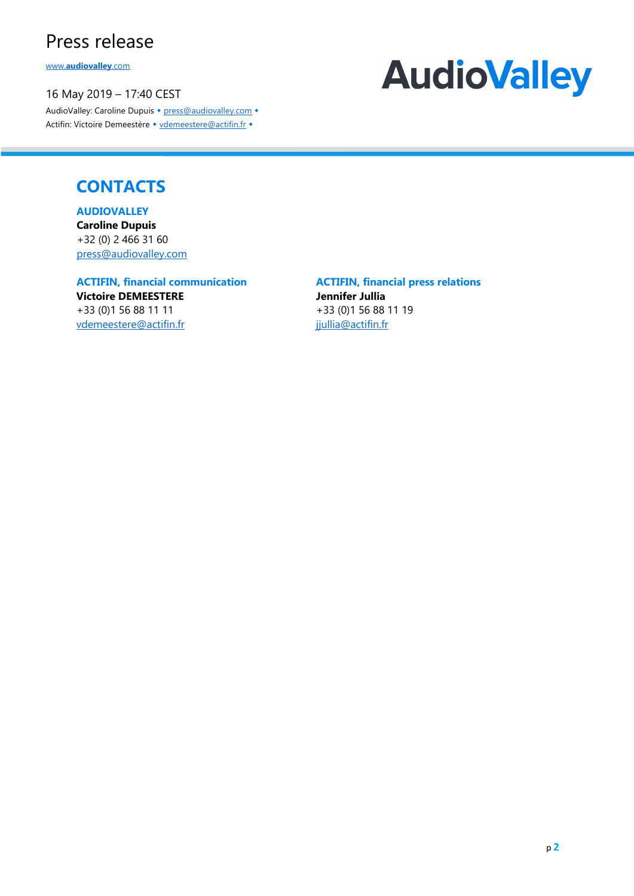Press release

www.audiovalley.com

16 May 2019 – 17:40 CEST

AudioValley: Caroline Dupuis • press@audiovalley.com •
Actifin: Victoire Demeestère • vdemeestere@actifin.fr •

# CONTACTS

**AUDIOVALLEY**
**Caroline Dupuis**
+32 (0) 2 466 31 60
press@audiovalley.com

**ACTIFIN, financial communication**
**Victoire DEMEESTERE**
+33 (0)1 56 88 11 11
vdemeestere@actifin.fr

**ACTIFIN, financial press relations**
**Jennifer Jullia**
+33 (0)1 56 88 11 19
jjullia@actifin.fr